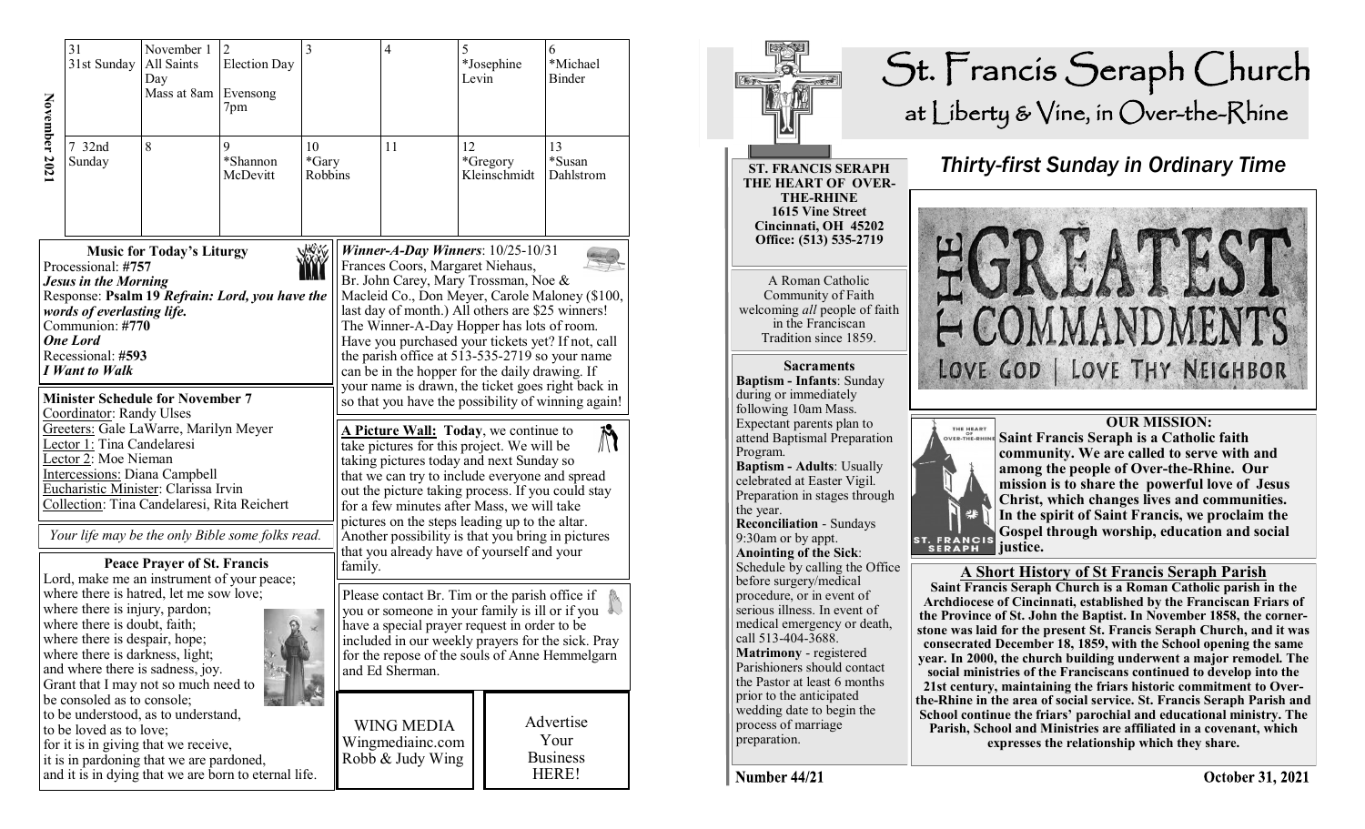## November 2021

| 31 31st Sunday | November 1 All Saints Day Mass at 8am | 2 Election Day Evensong 7pm | 3 | 4 | 5 *Josephine Levin | 6 *Michael Binder |
|---|---|---|---|---|---|---|
| 7 32nd Sunday | 8 | 9 *Shannon McDevitt | 10 *Gary Robbins | 11 | 12 *Gregory Kleinschmidt | 13 *Susan Dahlstrom |

### Music for Today's Liturgy

Processional: **#757**
***Jesus in the Morning***
Response: **Psalm 19** ***Refrain: Lord, you have the words of everlasting life.***
Communion: **#770**
***One Lord***
Recessional: **#593**
***I Want to Walk***

### Minister Schedule for November 7

Coordinator: Randy Ulses
Greeters: Gale LaWarre, Marilyn Meyer
Lector 1: Tina Candelaresi
Lector 2: Moe Nieman
Intercessions: Diana Campbell
Eucharistic Minister: Clarissa Irvin
Collection: Tina Candelaresi, Rita Reichert

*Your life may be the only Bible some folks read.*

### Peace Prayer of St. Francis

Lord, make me an instrument of your peace;
where there is hatred, let me sow love;
where there is injury, pardon;
where there is doubt, faith;
where there is despair, hope;
where there is darkness, light;
and where there is sadness, joy.
Grant that I may not so much need to be consoled as to console;
to be understood, as to understand,
to be loved as to love;
for it is in giving that we receive,
it is in pardoning that we are pardoned,
and it is in dying that we are born to eternal life.

***Winner-A-Day Winners***: 10/25-10/31
Frances Coors, Margaret Niehaus, Br. John Carey, Mary Trossman, Noe & Macleid Co., Don Meyer, Carole Maloney ($100, last day of month.) All others are $25 winners! The Winner-A-Day Hopper has lots of room. Have you purchased your tickets yet? If not, call the parish office at 513-535-2719 so your name can be in the hopper for the daily drawing. If your name is drawn, the ticket goes right back in so that you have the possibility of winning again!

**A Picture Wall: Today**, we continue to take pictures for this project. We will be taking pictures today and next Sunday so that we can try to include everyone and spread out the picture taking process. If you could stay for a few minutes after Mass, we will take pictures on the steps leading up to the altar. Another possibility is that you bring in pictures that you already have of yourself and your family.

Please contact Br. Tim or the parish office if you or someone in your family is ill or if you have a special prayer request in order to be included in our weekly prayers for the sick. Pray for the repose of the souls of Anne Hemmelgarn and Ed Sherman.

WING MEDIA
Wingmediainc.com
Robb & Judy Wing

Advertise Your Business HERE!

# St. Francis Seraph Church
## at Liberty & Vine, in Over-the-Rhine

**ST. FRANCIS SERAPH THE HEART OF OVER-THE-RHINE**
**1615 Vine Street**
**Cincinnati, OH 45202**
**Office: (513) 535-2719**

A Roman Catholic Community of Faith welcoming *all* people of faith in the Franciscan Tradition since 1859.

### Sacraments

**Baptism - Infants**: Sunday during or immediately following 10am Mass. Expectant parents plan to attend Baptismal Preparation Program.
**Baptism - Adults**: Usually celebrated at Easter Vigil. Preparation in stages through the year.
**Reconciliation** - Sundays 9:30am or by appt.
**Anointing of the Sick**: Schedule by calling the Office before surgery/medical procedure, or in event of serious illness. In event of medical emergency or death, call 513-404-3688.
**Matrimony** - registered Parishioners should contact the Pastor at least 6 months prior to the anticipated wedding date to begin the process of marriage preparation.

## *Thirty-first Sunday in Ordinary Time*

THE GREATEST COMMANDMENTS
LOVE GOD | LOVE THY NEIGHBOR

### OUR MISSION:

**Saint Francis Seraph is a Catholic faith community. We are called to serve with and among the people of Over-the-Rhine. Our mission is to share the powerful love of Jesus Christ, which changes lives and communities. In the spirit of Saint Francis, we proclaim the Gospel through worship, education and social justice.**

### A Short History of St Francis Seraph Parish

**Saint Francis Seraph Church is a Roman Catholic parish in the Archdiocese of Cincinnati, established by the Franciscan Friars of the Province of St. John the Baptist. In November 1858, the cornerstone was laid for the present St. Francis Seraph Church, and it was consecrated December 18, 1859, with the School opening the same year. In 2000, the church building underwent a major remodel. The social ministries of the Franciscans continued to develop into the 21st century, maintaining the friars historic commitment to Over-the-Rhine in the area of social service. St. Francis Seraph Parish and School continue the friars' parochial and educational ministry. The Parish, School and Ministries are affiliated in a covenant, which expresses the relationship which they share.**

**Number 44/21** **October 31, 2021**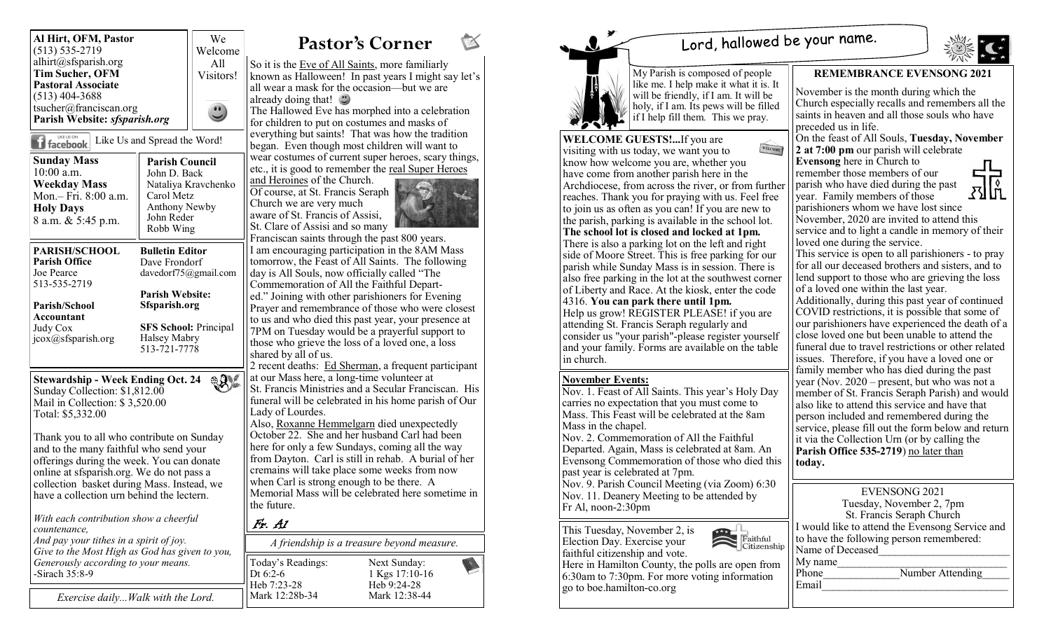**Al Hirt, OFM, Pastor**
(513) 535-2719
alhirt@sfsparish.org
**Tim Sucher, OFM**
**Pastoral Associate**
(513) 404-3688
tsucher@franciscan.org
**Parish Website:** ***sfsparish.org***

We Welcome All Visitors!

Like Us and Spread the Word!

**Sunday Mass**
10:00 a.m.
**Weekday Mass**
Mon.– Fri. 8:00 a.m.
**Holy Days**
8 a.m. & 5:45 p.m.

**Parish Council**
John D. Back
Nataliya Kravchenko
Carol Metz
Anthony Newby
John Reder
Robb Wing

**PARISH/SCHOOL Parish Office**
Joe Pearce
513-535-2719

**Parish/School Accountant**
Judy Cox
jcox@sfsparish.org

**Bulletin Editor**
Dave Frondorf
davedorf75@gmail.com

**Parish Website:**
**Sfsparish.org**

**SFS School:** Principal
Halsey Mabry
513-721-7778

**Stewardship - Week Ending Oct. 24**
Sunday Collection: $1,812.00
Mail in Collection: $ 3,520.00
Total: $5,332.00

Thank you to all who contribute on Sunday and to the many faithful who send your offerings during the week. You can donate online at sfsparish.org. We do not pass a collection basket during Mass. Instead, we have a collection urn behind the lectern.

*With each contribution show a cheerful countenance,*
*And pay your tithes in a spirit of joy.*
*Give to the Most High as God has given to you,*
*Generously according to your means.*
-Sirach 35:8-9

*Exercise daily...Walk with the Lord.*

# Pastor's Corner

So it is the Eve of All Saints, more familiarly known as Halloween! In past years I might say let's all wear a mask for the occasion—but we are already doing that! 🙂

The Hallowed Eve has morphed into a celebration for children to put on costumes and masks of everything but saints! That was how the tradition began. Even though most children will want to wear costumes of current super heroes, scary things, etc., it is good to remember the real Super Heroes and Heroines of the Church.

Of course, at St. Francis Seraph Church we are very much aware of St. Francis of Assisi, St. Clare of Assisi and so many Franciscan saints through the past 800 years.

I am encouraging participation in the 8AM Mass tomorrow, the Feast of All Saints. The following day is All Souls, now officially called "The Commemoration of All the Faithful Departed." Joining with other parishioners for Evening Prayer and remembrance of those who were closest to us and who died this past year, your presence at 7PM on Tuesday would be a prayerful support to those who grieve the loss of a loved one, a loss shared by all of us.

2 recent deaths: Ed Sherman, a frequent participant at our Mass here, a long-time volunteer at St. Francis Ministries and a Secular Franciscan. His funeral will be celebrated in his home parish of Our Lady of Lourdes.

Also, Roxanne Hemmelgarn died unexpectedly October 22. She and her husband Carl had been here for only a few Sundays, coming all the way from Dayton. Carl is still in rehab. A burial of her cremains will take place some weeks from now when Carl is strong enough to be there. A Memorial Mass will be celebrated here sometime in the future.

*Fr. Al*

*A friendship is a treasure beyond measure.*

| Today's Readings: | Next Sunday: |
|---|---|
| Dt 6:2-6 | 1 Kgs 17:10-16 |
| Heb 7:23-28 | Heb 9:24-28 |
| Mark 12:28b-34 | Mark 12:38-44 |

## Lord, hallowed be your name.

My Parish is composed of people like me. I help make it what it is. It will be friendly, if I am. It will be holy, if I am. Its pews will be filled if I help fill them. This we pray.

**WELCOME GUESTS!...**If you are visiting with us today, we want you to know how welcome you are, whether you have come from another parish here in the Archdiocese, from across the river, or from further reaches. Thank you for praying with us. Feel free to join us as often as you can! If you are new to the parish, parking is available in the school lot. **The school lot is closed and locked at 1pm.** There is also a parking lot on the left and right side of Moore Street. This is free parking for our parish while Sunday Mass is in session. There is also free parking in the lot at the southwest corner of Liberty and Race. At the kiosk, enter the code 4316. **You can park there until 1pm.**

Help us grow! REGISTER PLEASE! if you are attending St. Francis Seraph regularly and consider us "your parish"-please register yourself and your family. Forms are available on the table in church.

**November Events:**

Nov. 1. Feast of All Saints. This year's Holy Day carries no expectation that you must come to Mass. This Feast will be celebrated at the 8am Mass in the chapel.

Nov. 2. Commemoration of All the Faithful Departed. Again, Mass is celebrated at 8am. An Evensong Commemoration of those who died this past year is celebrated at 7pm.

Nov. 9. Parish Council Meeting (via Zoom) 6:30

Nov. 11. Deanery Meeting to be attended by Fr Al, noon-2:30pm

This Tuesday, November 2, is Election Day. Exercise your faithful citizenship and vote.
Here in Hamilton County, the polls are open from 6:30am to 7:30pm. For more voting information go to boe.hamilton-co.org

### REMEMBRANCE EVENSONG 2021

November is the month during which the Church especially recalls and remembers all the saints in heaven and all those souls who have preceded us in life.

On the feast of All Souls, **Tuesday, November 2 at 7:00 pm** our parish will celebrate **Evensong** here in Church to remember those members of our parish who have died during the past year. Family members of those parishioners whom we have lost since November, 2020 are invited to attend this service and to light a candle in memory of their loved one during the service.

This service is open to all parishioners - to pray for all our deceased brothers and sisters, and to lend support to those who are grieving the loss of a loved one within the last year.

Additionally, during this past year of continued COVID restrictions, it is possible that some of our parishioners have experienced the death of a close loved one but been unable to attend the funeral due to travel restrictions or other related issues. Therefore, if you have a loved one or family member who has died during the past year (Nov. 2020 – present, but who was not a member of St. Francis Seraph Parish) and would also like to attend this service and have that person included and remembered during the service, please fill out the form below and return it via the Collection Urn (or by calling the **Parish Office 535-2719**) no later than **today.**

EVENSONG 2021
Tuesday, November 2, 7pm
St. Francis Seraph Church

I would like to attend the Evensong Service and to have the following person remembered:
Name of Deceased________________________
My name______________________________
Phone______________Number Attending_____
Email_________________________________